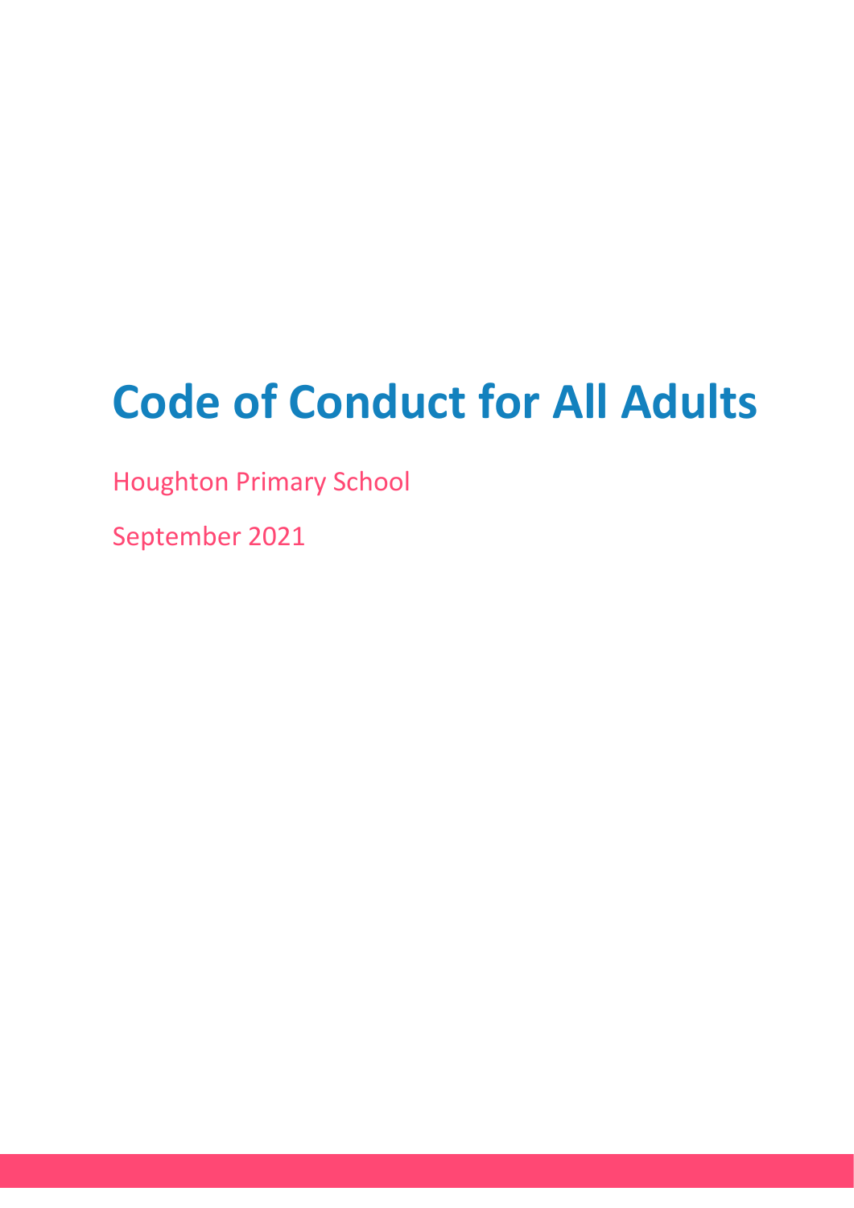# Code of Conduct for All Adults

Houghton Primary School

September 2021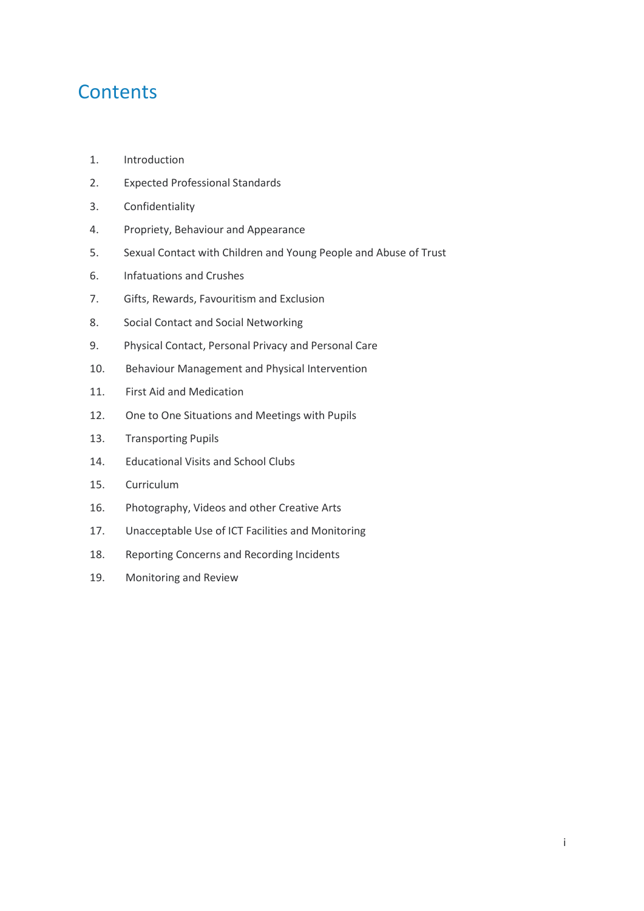# Contents

1. Introduction
2. Expected Professional Standards
3. Confidentiality
4. Propriety, Behaviour and Appearance
5. Sexual Contact with Children and Young People and Abuse of Trust
6. Infatuations and Crushes
7. Gifts, Rewards, Favouritism and Exclusion
8. Social Contact and Social Networking
9. Physical Contact, Personal Privacy and Personal Care
10. Behaviour Management and Physical Intervention
11. First Aid and Medication
12. One to One Situations and Meetings with Pupils
13. Transporting Pupils
14. Educational Visits and School Clubs
15. Curriculum
16. Photography, Videos and other Creative Arts
17. Unacceptable Use of ICT Facilities and Monitoring
18. Reporting Concerns and Recording Incidents
19. Monitoring and Review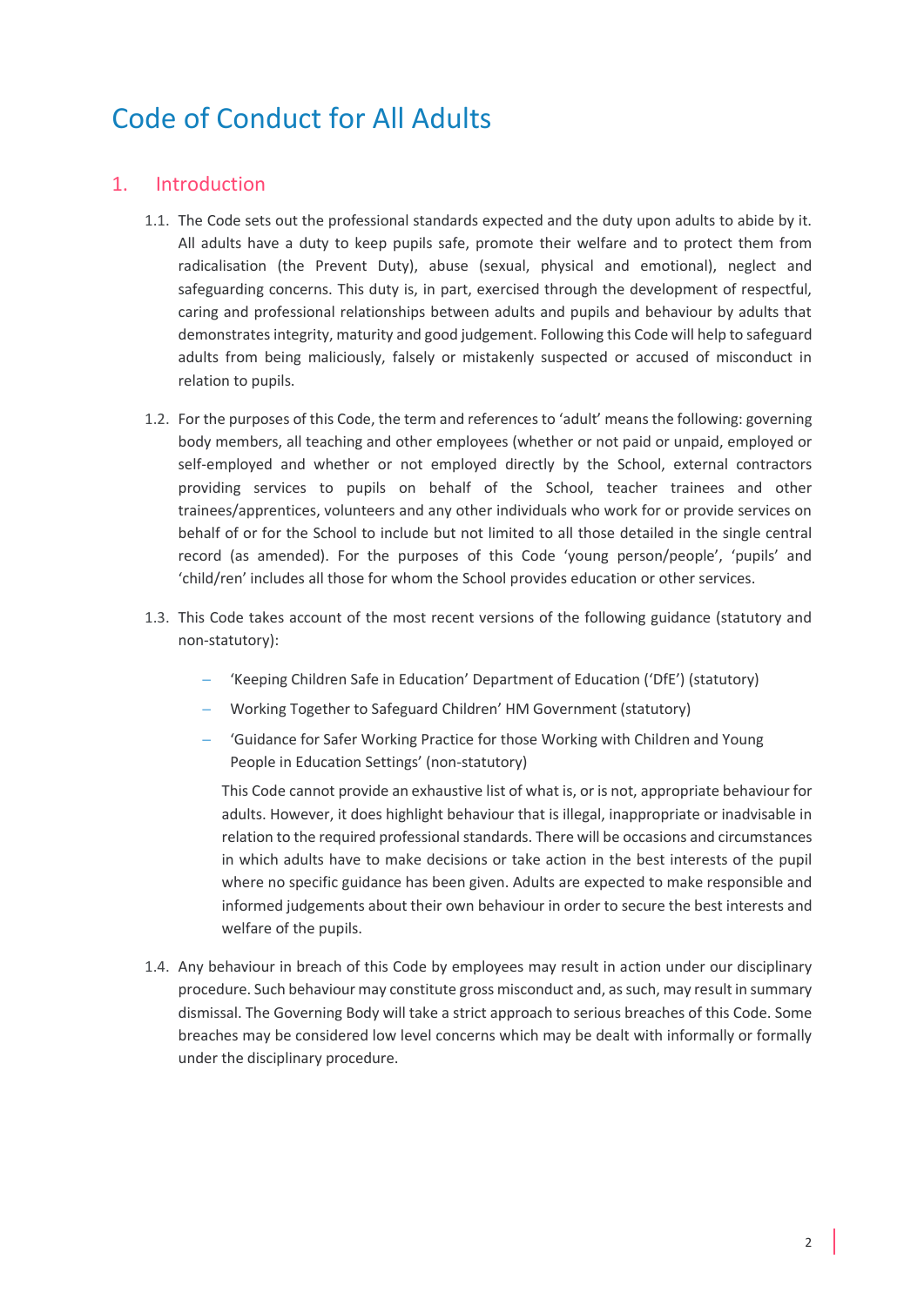# Code of Conduct for All Adults

## 1. Introduction

1.1. The Code sets out the professional standards expected and the duty upon adults to abide by it. All adults have a duty to keep pupils safe, promote their welfare and to protect them from radicalisation (the Prevent Duty), abuse (sexual, physical and emotional), neglect and safeguarding concerns. This duty is, in part, exercised through the development of respectful, caring and professional relationships between adults and pupils and behaviour by adults that demonstrates integrity, maturity and good judgement. Following this Code will help to safeguard adults from being maliciously, falsely or mistakenly suspected or accused of misconduct in relation to pupils.

1.2. For the purposes of this Code, the term and references to 'adult' means the following: governing body members, all teaching and other employees (whether or not paid or unpaid, employed or self-employed and whether or not employed directly by the School, external contractors providing services to pupils on behalf of the School, teacher trainees and other trainees/apprentices, volunteers and any other individuals who work for or provide services on behalf of or for the School to include but not limited to all those detailed in the single central record (as amended). For the purposes of this Code 'young person/people', 'pupils' and 'child/ren' includes all those for whom the School provides education or other services.

1.3. This Code takes account of the most recent versions of the following guidance (statutory and non-statutory):

- 'Keeping Children Safe in Education' Department of Education ('DfE') (statutory)
- Working Together to Safeguard Children' HM Government (statutory)
- 'Guidance for Safer Working Practice for those Working with Children and Young People in Education Settings' (non-statutory)

This Code cannot provide an exhaustive list of what is, or is not, appropriate behaviour for adults. However, it does highlight behaviour that is illegal, inappropriate or inadvisable in relation to the required professional standards. There will be occasions and circumstances in which adults have to make decisions or take action in the best interests of the pupil where no specific guidance has been given. Adults are expected to make responsible and informed judgements about their own behaviour in order to secure the best interests and welfare of the pupils.

1.4. Any behaviour in breach of this Code by employees may result in action under our disciplinary procedure. Such behaviour may constitute gross misconduct and, as such, may result in summary dismissal. The Governing Body will take a strict approach to serious breaches of this Code. Some breaches may be considered low level concerns which may be dealt with informally or formally under the disciplinary procedure.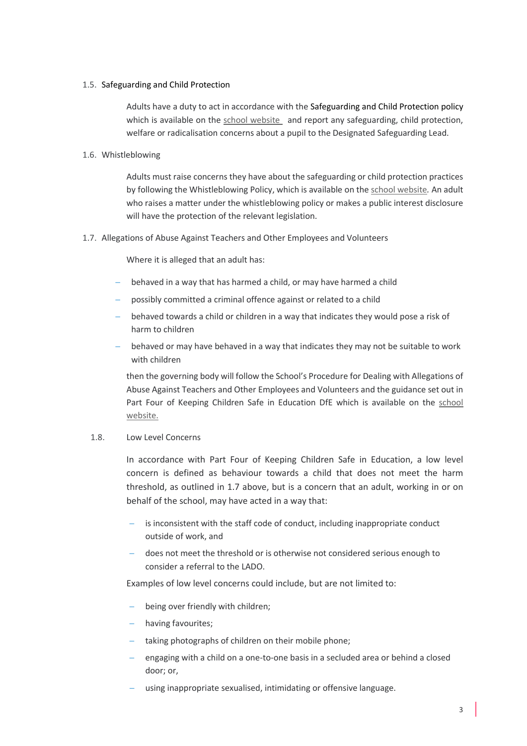### 1.5. Safeguarding and Child Protection

Adults have a duty to act in accordance with the Safeguarding and Child Protection policy which is available on the school website and report any safeguarding, child protection, welfare or radicalisation concerns about a pupil to the Designated Safeguarding Lead.

### 1.6. Whistleblowing

Adults must raise concerns they have about the safeguarding or child protection practices by following the Whistleblowing Policy, which is available on the school website. An adult who raises a matter under the whistleblowing policy or makes a public interest disclosure will have the protection of the relevant legislation.

### 1.7. Allegations of Abuse Against Teachers and Other Employees and Volunteers

Where it is alleged that an adult has:

- behaved in a way that has harmed a child, or may have harmed a child
- possibly committed a criminal offence against or related to a child
- behaved towards a child or children in a way that indicates they would pose a risk of harm to children
- behaved or may have behaved in a way that indicates they may not be suitable to work with children

then the governing body will follow the School's Procedure for Dealing with Allegations of Abuse Against Teachers and Other Employees and Volunteers and the guidance set out in Part Four of Keeping Children Safe in Education DfE which is available on the school website.

### 1.8. Low Level Concerns

In accordance with Part Four of Keeping Children Safe in Education, a low level concern is defined as behaviour towards a child that does not meet the harm threshold, as outlined in 1.7 above, but is a concern that an adult, working in or on behalf of the school, may have acted in a way that:

- is inconsistent with the staff code of conduct, including inappropriate conduct outside of work, and
- does not meet the threshold or is otherwise not considered serious enough to consider a referral to the LADO.

Examples of low level concerns could include, but are not limited to:

- being over friendly with children;
- having favourites;
- taking photographs of children on their mobile phone;
- engaging with a child on a one-to-one basis in a secluded area or behind a closed door; or,
- using inappropriate sexualised, intimidating or offensive language.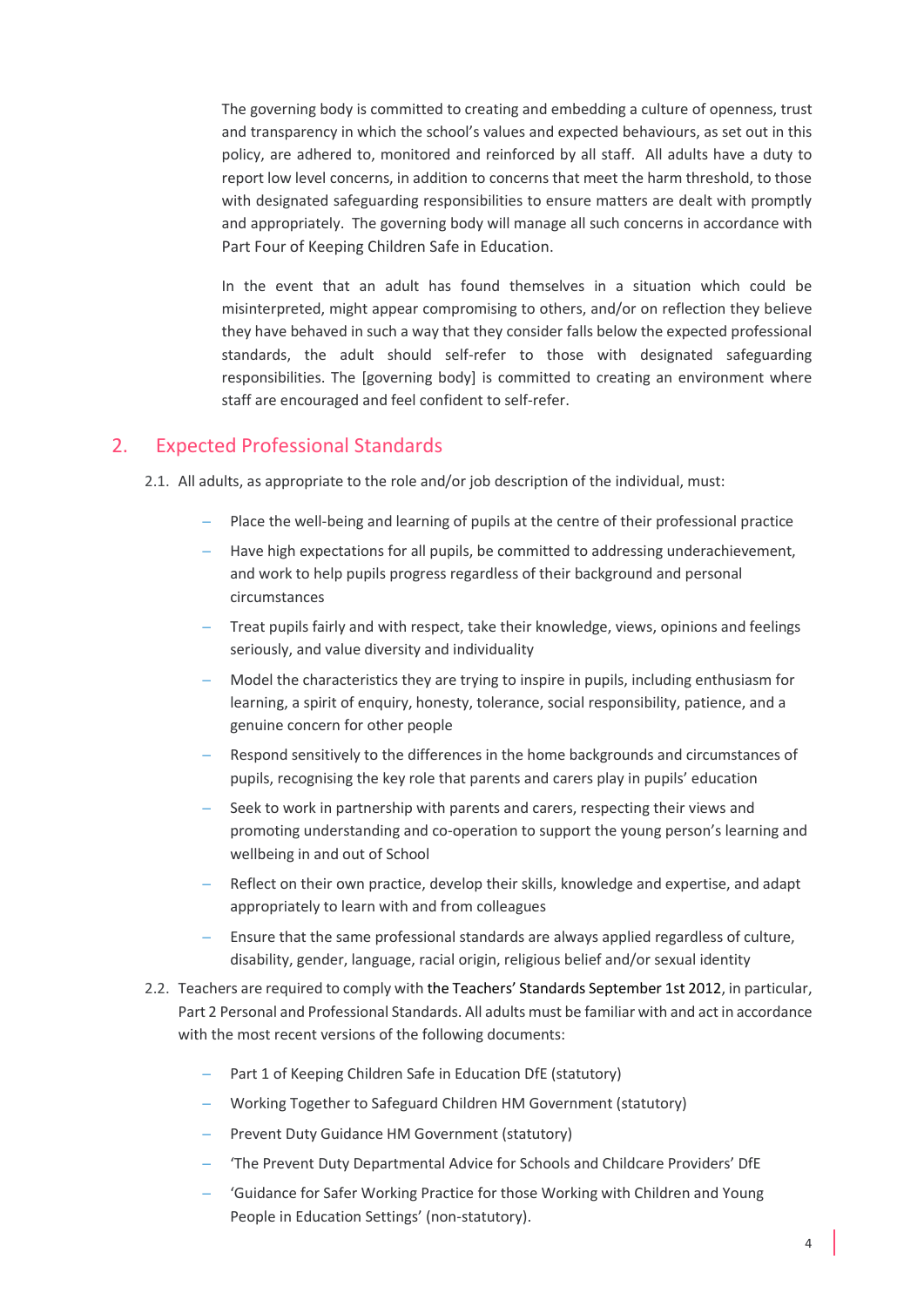The governing body is committed to creating and embedding a culture of openness, trust and transparency in which the school's values and expected behaviours, as set out in this policy, are adhered to, monitored and reinforced by all staff. All adults have a duty to report low level concerns, in addition to concerns that meet the harm threshold, to those with designated safeguarding responsibilities to ensure matters are dealt with promptly and appropriately. The governing body will manage all such concerns in accordance with Part Four of Keeping Children Safe in Education.

In the event that an adult has found themselves in a situation which could be misinterpreted, might appear compromising to others, and/or on reflection they believe they have behaved in such a way that they consider falls below the expected professional standards, the adult should self-refer to those with designated safeguarding responsibilities. The [governing body] is committed to creating an environment where staff are encouraged and feel confident to self-refer.

## 2. Expected Professional Standards

2.1. All adults, as appropriate to the role and/or job description of the individual, must:

- Place the well-being and learning of pupils at the centre of their professional practice
- Have high expectations for all pupils, be committed to addressing underachievement, and work to help pupils progress regardless of their background and personal circumstances
- Treat pupils fairly and with respect, take their knowledge, views, opinions and feelings seriously, and value diversity and individuality
- Model the characteristics they are trying to inspire in pupils, including enthusiasm for learning, a spirit of enquiry, honesty, tolerance, social responsibility, patience, and a genuine concern for other people
- Respond sensitively to the differences in the home backgrounds and circumstances of pupils, recognising the key role that parents and carers play in pupils' education
- Seek to work in partnership with parents and carers, respecting their views and promoting understanding and co-operation to support the young person's learning and wellbeing in and out of School
- Reflect on their own practice, develop their skills, knowledge and expertise, and adapt appropriately to learn with and from colleagues
- Ensure that the same professional standards are always applied regardless of culture, disability, gender, language, racial origin, religious belief and/or sexual identity

2.2. Teachers are required to comply with the Teachers' Standards September 1st 2012, in particular, Part 2 Personal and Professional Standards. All adults must be familiar with and act in accordance with the most recent versions of the following documents:

- Part 1 of Keeping Children Safe in Education DfE (statutory)
- Working Together to Safeguard Children HM Government (statutory)
- Prevent Duty Guidance HM Government (statutory)
- 'The Prevent Duty Departmental Advice for Schools and Childcare Providers' DfE
- 'Guidance for Safer Working Practice for those Working with Children and Young People in Education Settings' (non-statutory).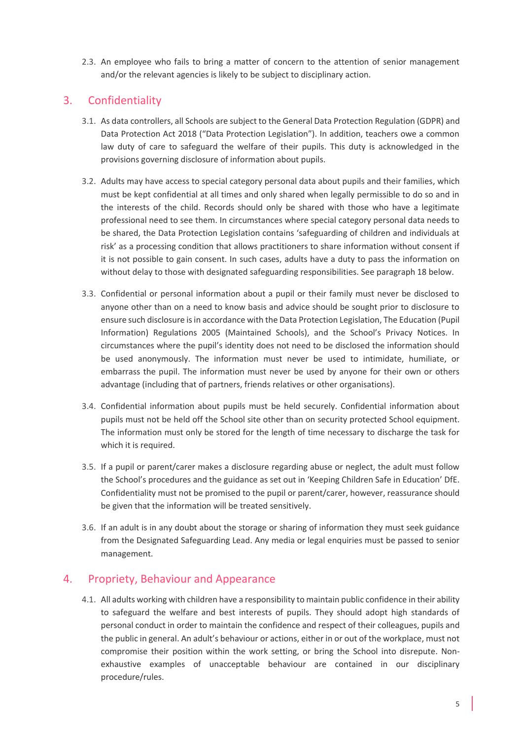2.3. An employee who fails to bring a matter of concern to the attention of senior management and/or the relevant agencies is likely to be subject to disciplinary action.

## 3. Confidentiality

3.1. As data controllers, all Schools are subject to the General Data Protection Regulation (GDPR) and Data Protection Act 2018 ("Data Protection Legislation"). In addition, teachers owe a common law duty of care to safeguard the welfare of their pupils. This duty is acknowledged in the provisions governing disclosure of information about pupils.

3.2. Adults may have access to special category personal data about pupils and their families, which must be kept confidential at all times and only shared when legally permissible to do so and in the interests of the child. Records should only be shared with those who have a legitimate professional need to see them. In circumstances where special category personal data needs to be shared, the Data Protection Legislation contains 'safeguarding of children and individuals at risk' as a processing condition that allows practitioners to share information without consent if it is not possible to gain consent. In such cases, adults have a duty to pass the information on without delay to those with designated safeguarding responsibilities. See paragraph 18 below.

3.3. Confidential or personal information about a pupil or their family must never be disclosed to anyone other than on a need to know basis and advice should be sought prior to disclosure to ensure such disclosure is in accordance with the Data Protection Legislation, The Education (Pupil Information) Regulations 2005 (Maintained Schools), and the School's Privacy Notices. In circumstances where the pupil's identity does not need to be disclosed the information should be used anonymously. The information must never be used to intimidate, humiliate, or embarrass the pupil. The information must never be used by anyone for their own or others advantage (including that of partners, friends relatives or other organisations).

3.4. Confidential information about pupils must be held securely. Confidential information about pupils must not be held off the School site other than on security protected School equipment. The information must only be stored for the length of time necessary to discharge the task for which it is required.

3.5. If a pupil or parent/carer makes a disclosure regarding abuse or neglect, the adult must follow the School's procedures and the guidance as set out in 'Keeping Children Safe in Education' DfE. Confidentiality must not be promised to the pupil or parent/carer, however, reassurance should be given that the information will be treated sensitively.

3.6. If an adult is in any doubt about the storage or sharing of information they must seek guidance from the Designated Safeguarding Lead. Any media or legal enquiries must be passed to senior management.

## 4. Propriety, Behaviour and Appearance

4.1. All adults working with children have a responsibility to maintain public confidence in their ability to safeguard the welfare and best interests of pupils. They should adopt high standards of personal conduct in order to maintain the confidence and respect of their colleagues, pupils and the public in general. An adult's behaviour or actions, either in or out of the workplace, must not compromise their position within the work setting, or bring the School into disrepute. Non-exhaustive examples of unacceptable behaviour are contained in our disciplinary procedure/rules.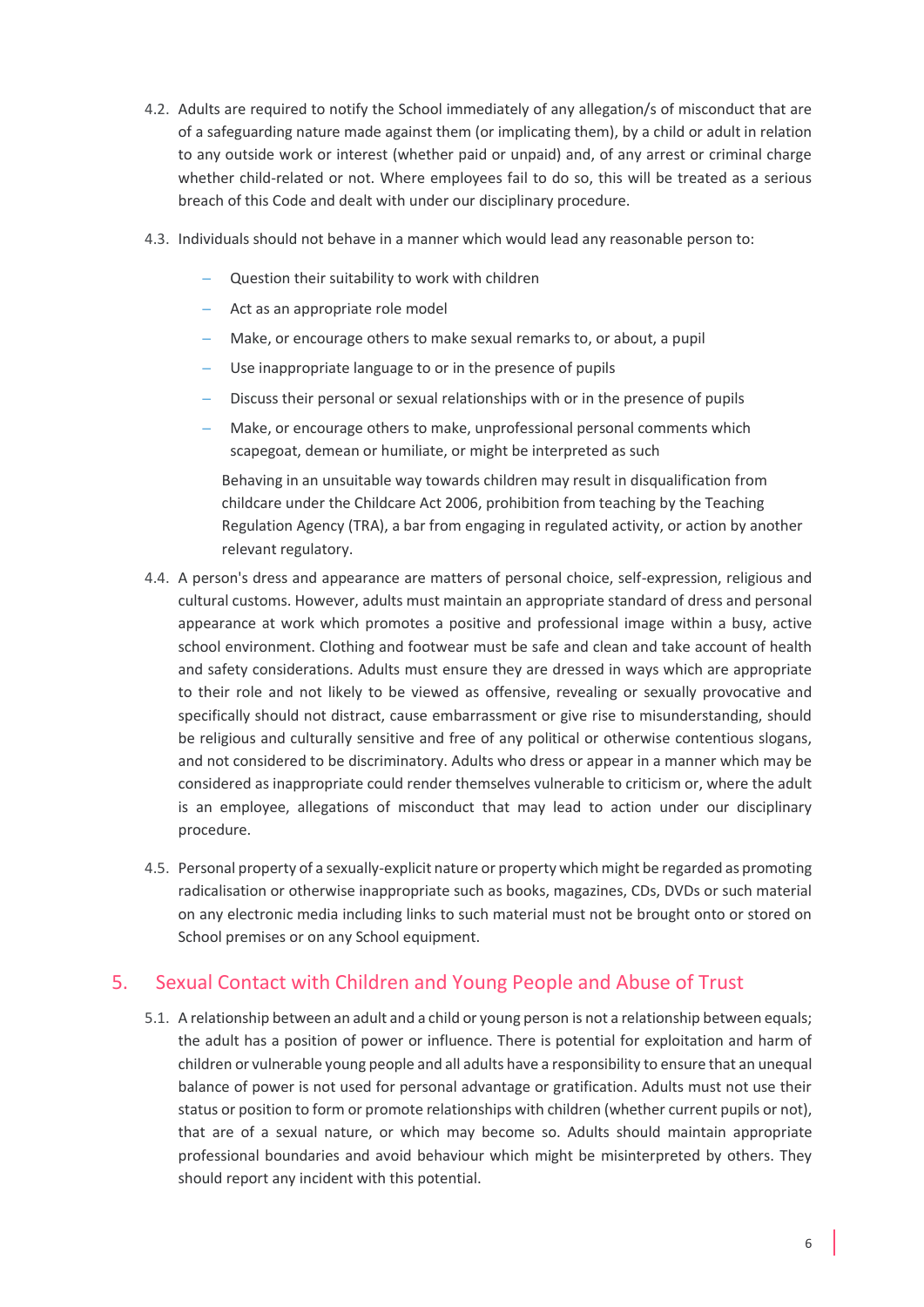4.2. Adults are required to notify the School immediately of any allegation/s of misconduct that are of a safeguarding nature made against them (or implicating them), by a child or adult in relation to any outside work or interest (whether paid or unpaid) and, of any arrest or criminal charge whether child-related or not. Where employees fail to do so, this will be treated as a serious breach of this Code and dealt with under our disciplinary procedure.

4.3. Individuals should not behave in a manner which would lead any reasonable person to:

- Question their suitability to work with children
- Act as an appropriate role model
- Make, or encourage others to make sexual remarks to, or about, a pupil
- Use inappropriate language to or in the presence of pupils
- Discuss their personal or sexual relationships with or in the presence of pupils
- Make, or encourage others to make, unprofessional personal comments which scapegoat, demean or humiliate, or might be interpreted as such

Behaving in an unsuitable way towards children may result in disqualification from childcare under the Childcare Act 2006, prohibition from teaching by the Teaching Regulation Agency (TRA), a bar from engaging in regulated activity, or action by another relevant regulatory.

4.4. A person's dress and appearance are matters of personal choice, self-expression, religious and cultural customs. However, adults must maintain an appropriate standard of dress and personal appearance at work which promotes a positive and professional image within a busy, active school environment. Clothing and footwear must be safe and clean and take account of health and safety considerations. Adults must ensure they are dressed in ways which are appropriate to their role and not likely to be viewed as offensive, revealing or sexually provocative and specifically should not distract, cause embarrassment or give rise to misunderstanding, should be religious and culturally sensitive and free of any political or otherwise contentious slogans, and not considered to be discriminatory. Adults who dress or appear in a manner which may be considered as inappropriate could render themselves vulnerable to criticism or, where the adult is an employee, allegations of misconduct that may lead to action under our disciplinary procedure.

4.5. Personal property of a sexually-explicit nature or property which might be regarded as promoting radicalisation or otherwise inappropriate such as books, magazines, CDs, DVDs or such material on any electronic media including links to such material must not be brought onto or stored on School premises or on any School equipment.

## 5. Sexual Contact with Children and Young People and Abuse of Trust

5.1. A relationship between an adult and a child or young person is not a relationship between equals; the adult has a position of power or influence. There is potential for exploitation and harm of children or vulnerable young people and all adults have a responsibility to ensure that an unequal balance of power is not used for personal advantage or gratification. Adults must not use their status or position to form or promote relationships with children (whether current pupils or not), that are of a sexual nature, or which may become so. Adults should maintain appropriate professional boundaries and avoid behaviour which might be misinterpreted by others. They should report any incident with this potential.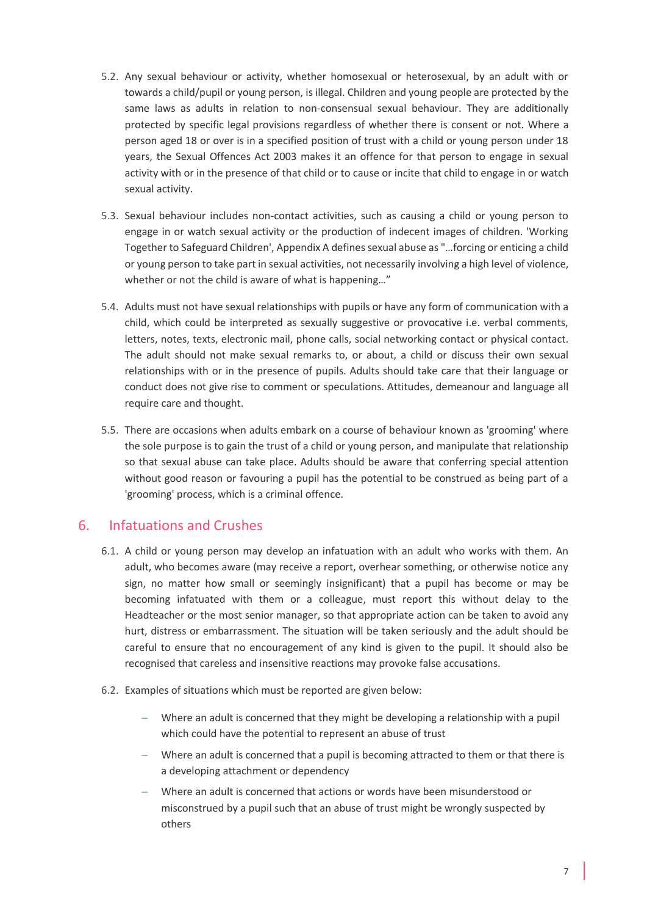5.2. Any sexual behaviour or activity, whether homosexual or heterosexual, by an adult with or towards a child/pupil or young person, is illegal. Children and young people are protected by the same laws as adults in relation to non-consensual sexual behaviour. They are additionally protected by specific legal provisions regardless of whether there is consent or not. Where a person aged 18 or over is in a specified position of trust with a child or young person under 18 years, the Sexual Offences Act 2003 makes it an offence for that person to engage in sexual activity with or in the presence of that child or to cause or incite that child to engage in or watch sexual activity.

5.3. Sexual behaviour includes non-contact activities, such as causing a child or young person to engage in or watch sexual activity or the production of indecent images of children. 'Working Together to Safeguard Children', Appendix A defines sexual abuse as "…forcing or enticing a child or young person to take part in sexual activities, not necessarily involving a high level of violence, whether or not the child is aware of what is happening…"

5.4. Adults must not have sexual relationships with pupils or have any form of communication with a child, which could be interpreted as sexually suggestive or provocative i.e. verbal comments, letters, notes, texts, electronic mail, phone calls, social networking contact or physical contact. The adult should not make sexual remarks to, or about, a child or discuss their own sexual relationships with or in the presence of pupils. Adults should take care that their language or conduct does not give rise to comment or speculations. Attitudes, demeanour and language all require care and thought.

5.5. There are occasions when adults embark on a course of behaviour known as 'grooming' where the sole purpose is to gain the trust of a child or young person, and manipulate that relationship so that sexual abuse can take place. Adults should be aware that conferring special attention without good reason or favouring a pupil has the potential to be construed as being part of a 'grooming' process, which is a criminal offence.

## 6. Infatuations and Crushes

6.1. A child or young person may develop an infatuation with an adult who works with them. An adult, who becomes aware (may receive a report, overhear something, or otherwise notice any sign, no matter how small or seemingly insignificant) that a pupil has become or may be becoming infatuated with them or a colleague, must report this without delay to the Headteacher or the most senior manager, so that appropriate action can be taken to avoid any hurt, distress or embarrassment. The situation will be taken seriously and the adult should be careful to ensure that no encouragement of any kind is given to the pupil. It should also be recognised that careless and insensitive reactions may provoke false accusations.

6.2. Examples of situations which must be reported are given below:

- Where an adult is concerned that they might be developing a relationship with a pupil which could have the potential to represent an abuse of trust
- Where an adult is concerned that a pupil is becoming attracted to them or that there is a developing attachment or dependency
- Where an adult is concerned that actions or words have been misunderstood or misconstrued by a pupil such that an abuse of trust might be wrongly suspected by others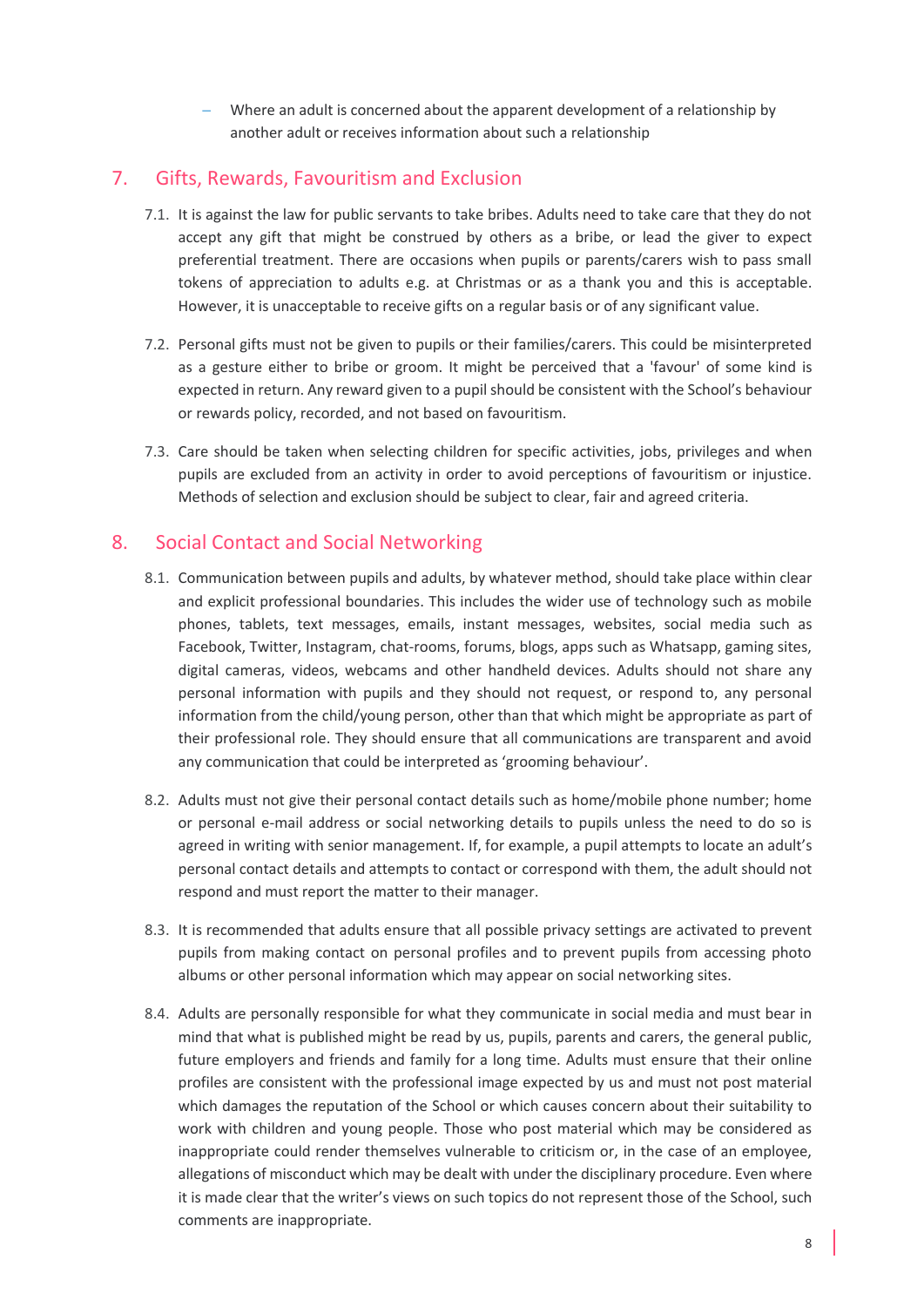- Where an adult is concerned about the apparent development of a relationship by another adult or receives information about such a relationship

## 7. Gifts, Rewards, Favouritism and Exclusion

7.1. It is against the law for public servants to take bribes. Adults need to take care that they do not accept any gift that might be construed by others as a bribe, or lead the giver to expect preferential treatment. There are occasions when pupils or parents/carers wish to pass small tokens of appreciation to adults e.g. at Christmas or as a thank you and this is acceptable. However, it is unacceptable to receive gifts on a regular basis or of any significant value.

7.2. Personal gifts must not be given to pupils or their families/carers. This could be misinterpreted as a gesture either to bribe or groom. It might be perceived that a 'favour' of some kind is expected in return. Any reward given to a pupil should be consistent with the School's behaviour or rewards policy, recorded, and not based on favouritism.

7.3. Care should be taken when selecting children for specific activities, jobs, privileges and when pupils are excluded from an activity in order to avoid perceptions of favouritism or injustice. Methods of selection and exclusion should be subject to clear, fair and agreed criteria.

## 8. Social Contact and Social Networking

8.1. Communication between pupils and adults, by whatever method, should take place within clear and explicit professional boundaries. This includes the wider use of technology such as mobile phones, tablets, text messages, emails, instant messages, websites, social media such as Facebook, Twitter, Instagram, chat-rooms, forums, blogs, apps such as Whatsapp, gaming sites, digital cameras, videos, webcams and other handheld devices. Adults should not share any personal information with pupils and they should not request, or respond to, any personal information from the child/young person, other than that which might be appropriate as part of their professional role. They should ensure that all communications are transparent and avoid any communication that could be interpreted as 'grooming behaviour'.

8.2. Adults must not give their personal contact details such as home/mobile phone number; home or personal e-mail address or social networking details to pupils unless the need to do so is agreed in writing with senior management. If, for example, a pupil attempts to locate an adult's personal contact details and attempts to contact or correspond with them, the adult should not respond and must report the matter to their manager.

8.3. It is recommended that adults ensure that all possible privacy settings are activated to prevent pupils from making contact on personal profiles and to prevent pupils from accessing photo albums or other personal information which may appear on social networking sites.

8.4. Adults are personally responsible for what they communicate in social media and must bear in mind that what is published might be read by us, pupils, parents and carers, the general public, future employers and friends and family for a long time. Adults must ensure that their online profiles are consistent with the professional image expected by us and must not post material which damages the reputation of the School or which causes concern about their suitability to work with children and young people. Those who post material which may be considered as inappropriate could render themselves vulnerable to criticism or, in the case of an employee, allegations of misconduct which may be dealt with under the disciplinary procedure. Even where it is made clear that the writer's views on such topics do not represent those of the School, such comments are inappropriate.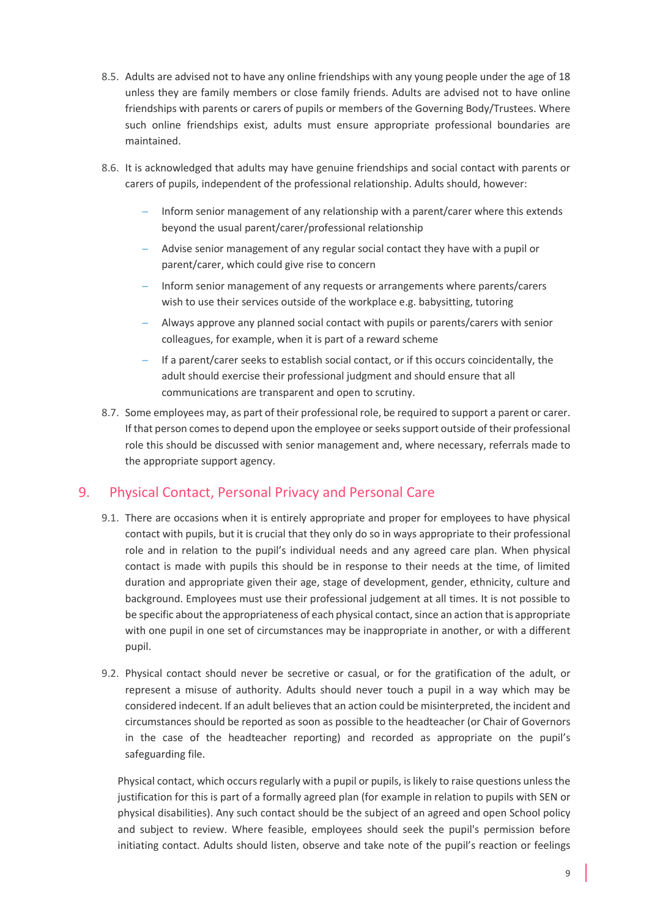8.5. Adults are advised not to have any online friendships with any young people under the age of 18 unless they are family members or close family friends. Adults are advised not to have online friendships with parents or carers of pupils or members of the Governing Body/Trustees. Where such online friendships exist, adults must ensure appropriate professional boundaries are maintained.

8.6. It is acknowledged that adults may have genuine friendships and social contact with parents or carers of pupils, independent of the professional relationship. Adults should, however:

- Inform senior management of any relationship with a parent/carer where this extends beyond the usual parent/carer/professional relationship
- Advise senior management of any regular social contact they have with a pupil or parent/carer, which could give rise to concern
- Inform senior management of any requests or arrangements where parents/carers wish to use their services outside of the workplace e.g. babysitting, tutoring
- Always approve any planned social contact with pupils or parents/carers with senior colleagues, for example, when it is part of a reward scheme
- If a parent/carer seeks to establish social contact, or if this occurs coincidentally, the adult should exercise their professional judgment and should ensure that all communications are transparent and open to scrutiny.

8.7. Some employees may, as part of their professional role, be required to support a parent or carer. If that person comes to depend upon the employee or seeks support outside of their professional role this should be discussed with senior management and, where necessary, referrals made to the appropriate support agency.

## 9. Physical Contact, Personal Privacy and Personal Care

9.1. There are occasions when it is entirely appropriate and proper for employees to have physical contact with pupils, but it is crucial that they only do so in ways appropriate to their professional role and in relation to the pupil's individual needs and any agreed care plan. When physical contact is made with pupils this should be in response to their needs at the time, of limited duration and appropriate given their age, stage of development, gender, ethnicity, culture and background. Employees must use their professional judgement at all times. It is not possible to be specific about the appropriateness of each physical contact, since an action that is appropriate with one pupil in one set of circumstances may be inappropriate in another, or with a different pupil.

9.2. Physical contact should never be secretive or casual, or for the gratification of the adult, or represent a misuse of authority. Adults should never touch a pupil in a way which may be considered indecent. If an adult believes that an action could be misinterpreted, the incident and circumstances should be reported as soon as possible to the headteacher (or Chair of Governors in the case of the headteacher reporting) and recorded as appropriate on the pupil's safeguarding file.

Physical contact, which occurs regularly with a pupil or pupils, is likely to raise questions unless the justification for this is part of a formally agreed plan (for example in relation to pupils with SEN or physical disabilities). Any such contact should be the subject of an agreed and open School policy and subject to review. Where feasible, employees should seek the pupil's permission before initiating contact. Adults should listen, observe and take note of the pupil's reaction or feelings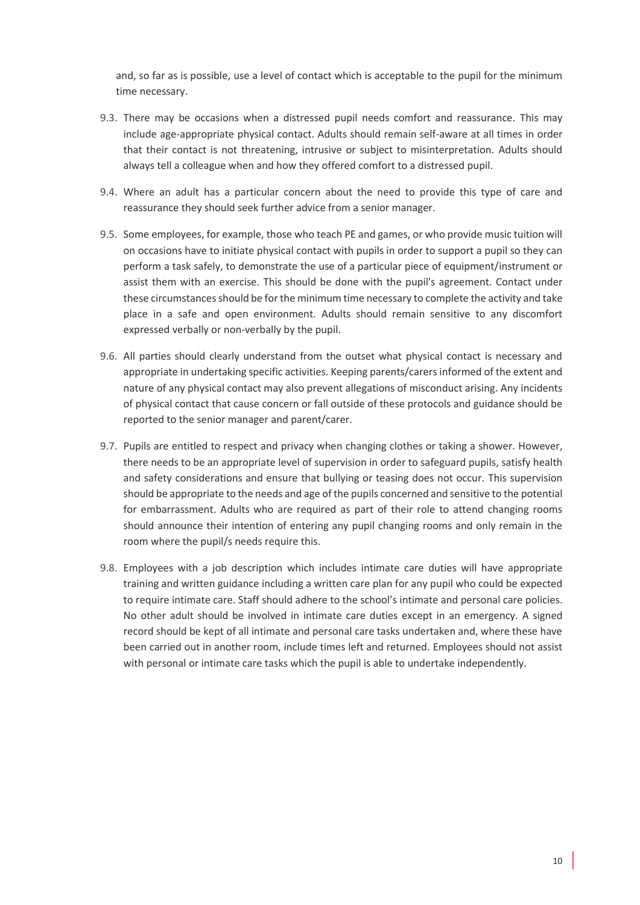and, so far as is possible, use a level of contact which is acceptable to the pupil for the minimum time necessary.

9.3. There may be occasions when a distressed pupil needs comfort and reassurance. This may include age-appropriate physical contact. Adults should remain self-aware at all times in order that their contact is not threatening, intrusive or subject to misinterpretation. Adults should always tell a colleague when and how they offered comfort to a distressed pupil.

9.4. Where an adult has a particular concern about the need to provide this type of care and reassurance they should seek further advice from a senior manager.

9.5. Some employees, for example, those who teach PE and games, or who provide music tuition will on occasions have to initiate physical contact with pupils in order to support a pupil so they can perform a task safely, to demonstrate the use of a particular piece of equipment/instrument or assist them with an exercise. This should be done with the pupil's agreement. Contact under these circumstances should be for the minimum time necessary to complete the activity and take place in a safe and open environment. Adults should remain sensitive to any discomfort expressed verbally or non-verbally by the pupil.

9.6. All parties should clearly understand from the outset what physical contact is necessary and appropriate in undertaking specific activities. Keeping parents/carers informed of the extent and nature of any physical contact may also prevent allegations of misconduct arising. Any incidents of physical contact that cause concern or fall outside of these protocols and guidance should be reported to the senior manager and parent/carer.

9.7. Pupils are entitled to respect and privacy when changing clothes or taking a shower. However, there needs to be an appropriate level of supervision in order to safeguard pupils, satisfy health and safety considerations and ensure that bullying or teasing does not occur. This supervision should be appropriate to the needs and age of the pupils concerned and sensitive to the potential for embarrassment. Adults who are required as part of their role to attend changing rooms should announce their intention of entering any pupil changing rooms and only remain in the room where the pupil/s needs require this.

9.8. Employees with a job description which includes intimate care duties will have appropriate training and written guidance including a written care plan for any pupil who could be expected to require intimate care. Staff should adhere to the school's intimate and personal care policies. No other adult should be involved in intimate care duties except in an emergency. A signed record should be kept of all intimate and personal care tasks undertaken and, where these have been carried out in another room, include times left and returned. Employees should not assist with personal or intimate care tasks which the pupil is able to undertake independently.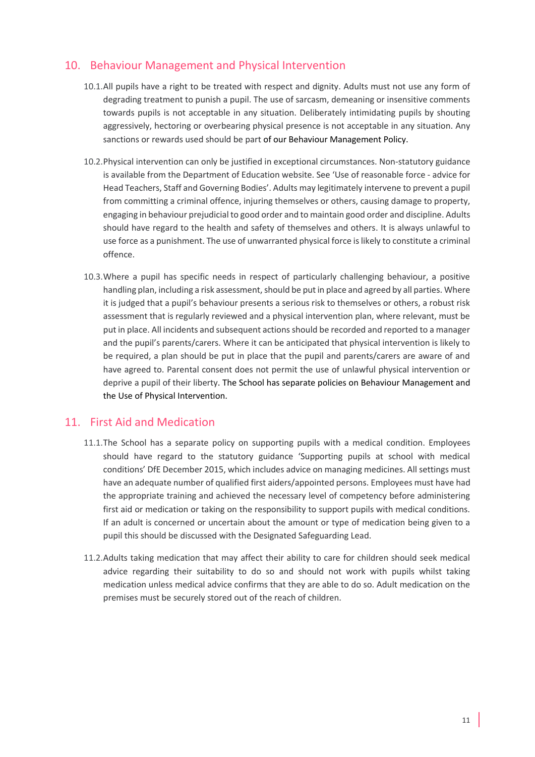## 10. Behaviour Management and Physical Intervention

10.1. All pupils have a right to be treated with respect and dignity. Adults must not use any form of degrading treatment to punish a pupil. The use of sarcasm, demeaning or insensitive comments towards pupils is not acceptable in any situation. Deliberately intimidating pupils by shouting aggressively, hectoring or overbearing physical presence is not acceptable in any situation. Any sanctions or rewards used should be part of our Behaviour Management Policy.

10.2. Physical intervention can only be justified in exceptional circumstances. Non-statutory guidance is available from the Department of Education website. See 'Use of reasonable force - advice for Head Teachers, Staff and Governing Bodies'. Adults may legitimately intervene to prevent a pupil from committing a criminal offence, injuring themselves or others, causing damage to property, engaging in behaviour prejudicial to good order and to maintain good order and discipline. Adults should have regard to the health and safety of themselves and others. It is always unlawful to use force as a punishment. The use of unwarranted physical force is likely to constitute a criminal offence.

10.3. Where a pupil has specific needs in respect of particularly challenging behaviour, a positive handling plan, including a risk assessment, should be put in place and agreed by all parties. Where it is judged that a pupil's behaviour presents a serious risk to themselves or others, a robust risk assessment that is regularly reviewed and a physical intervention plan, where relevant, must be put in place. All incidents and subsequent actions should be recorded and reported to a manager and the pupil's parents/carers. Where it can be anticipated that physical intervention is likely to be required, a plan should be put in place that the pupil and parents/carers are aware of and have agreed to. Parental consent does not permit the use of unlawful physical intervention or deprive a pupil of their liberty. The School has separate policies on Behaviour Management and the Use of Physical Intervention.

## 11. First Aid and Medication

11.1. The School has a separate policy on supporting pupils with a medical condition. Employees should have regard to the statutory guidance 'Supporting pupils at school with medical conditions' DfE December 2015, which includes advice on managing medicines. All settings must have an adequate number of qualified first aiders/appointed persons. Employees must have had the appropriate training and achieved the necessary level of competency before administering first aid or medication or taking on the responsibility to support pupils with medical conditions. If an adult is concerned or uncertain about the amount or type of medication being given to a pupil this should be discussed with the Designated Safeguarding Lead.

11.2. Adults taking medication that may affect their ability to care for children should seek medical advice regarding their suitability to do so and should not work with pupils whilst taking medication unless medical advice confirms that they are able to do so. Adult medication on the premises must be securely stored out of the reach of children.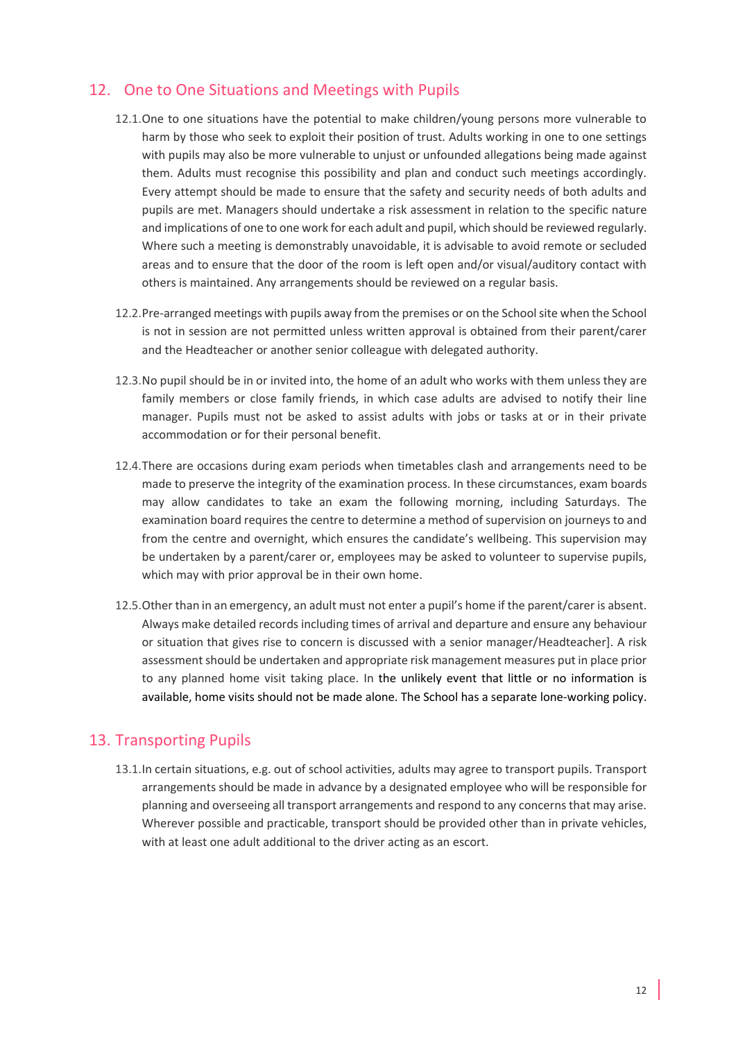## 12. One to One Situations and Meetings with Pupils

12.1. One to one situations have the potential to make children/young persons more vulnerable to harm by those who seek to exploit their position of trust. Adults working in one to one settings with pupils may also be more vulnerable to unjust or unfounded allegations being made against them. Adults must recognise this possibility and plan and conduct such meetings accordingly. Every attempt should be made to ensure that the safety and security needs of both adults and pupils are met. Managers should undertake a risk assessment in relation to the specific nature and implications of one to one work for each adult and pupil, which should be reviewed regularly. Where such a meeting is demonstrably unavoidable, it is advisable to avoid remote or secluded areas and to ensure that the door of the room is left open and/or visual/auditory contact with others is maintained. Any arrangements should be reviewed on a regular basis.

12.2. Pre-arranged meetings with pupils away from the premises or on the School site when the School is not in session are not permitted unless written approval is obtained from their parent/carer and the Headteacher or another senior colleague with delegated authority.

12.3. No pupil should be in or invited into, the home of an adult who works with them unless they are family members or close family friends, in which case adults are advised to notify their line manager. Pupils must not be asked to assist adults with jobs or tasks at or in their private accommodation or for their personal benefit.

12.4. There are occasions during exam periods when timetables clash and arrangements need to be made to preserve the integrity of the examination process. In these circumstances, exam boards may allow candidates to take an exam the following morning, including Saturdays. The examination board requires the centre to determine a method of supervision on journeys to and from the centre and overnight, which ensures the candidate's wellbeing. This supervision may be undertaken by a parent/carer or, employees may be asked to volunteer to supervise pupils, which may with prior approval be in their own home.

12.5. Other than in an emergency, an adult must not enter a pupil's home if the parent/carer is absent. Always make detailed records including times of arrival and departure and ensure any behaviour or situation that gives rise to concern is discussed with a senior manager/Headteacher]. A risk assessment should be undertaken and appropriate risk management measures put in place prior to any planned home visit taking place. In the unlikely event that little or no information is available, home visits should not be made alone. The School has a separate lone-working policy.

## 13. Transporting Pupils

13.1. In certain situations, e.g. out of school activities, adults may agree to transport pupils. Transport arrangements should be made in advance by a designated employee who will be responsible for planning and overseeing all transport arrangements and respond to any concerns that may arise. Wherever possible and practicable, transport should be provided other than in private vehicles, with at least one adult additional to the driver acting as an escort.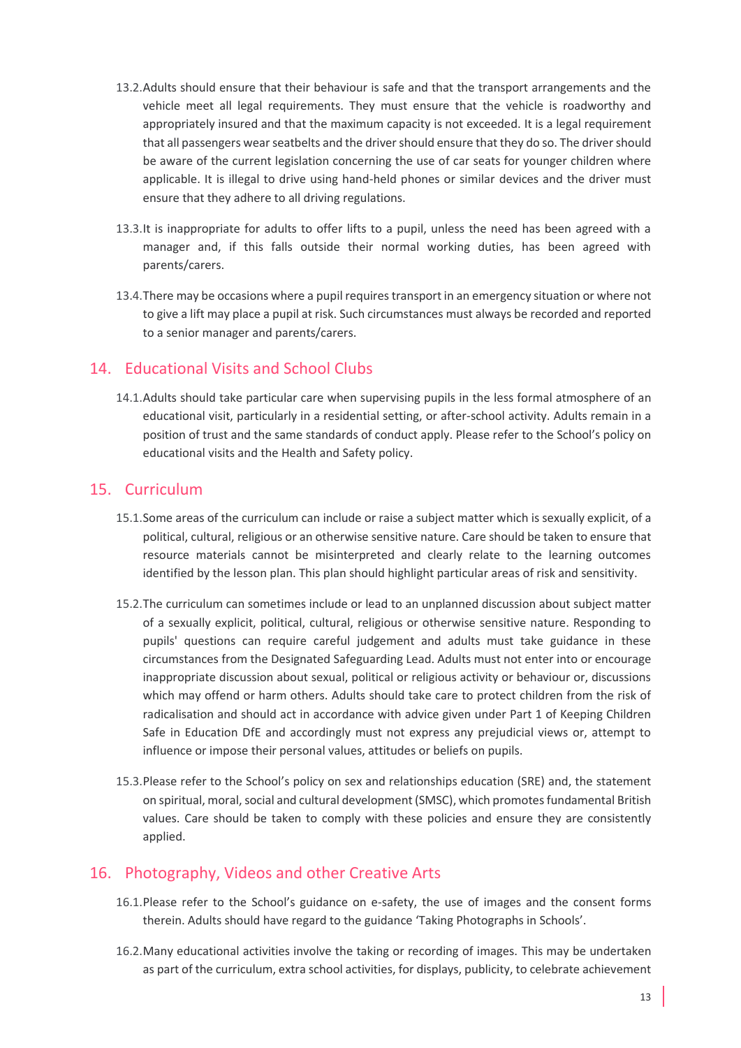13.2. Adults should ensure that their behaviour is safe and that the transport arrangements and the vehicle meet all legal requirements. They must ensure that the vehicle is roadworthy and appropriately insured and that the maximum capacity is not exceeded. It is a legal requirement that all passengers wear seatbelts and the driver should ensure that they do so. The driver should be aware of the current legislation concerning the use of car seats for younger children where applicable. It is illegal to drive using hand-held phones or similar devices and the driver must ensure that they adhere to all driving regulations.

13.3. It is inappropriate for adults to offer lifts to a pupil, unless the need has been agreed with a manager and, if this falls outside their normal working duties, has been agreed with parents/carers.

13.4. There may be occasions where a pupil requires transport in an emergency situation or where not to give a lift may place a pupil at risk. Such circumstances must always be recorded and reported to a senior manager and parents/carers.

## 14. Educational Visits and School Clubs

14.1. Adults should take particular care when supervising pupils in the less formal atmosphere of an educational visit, particularly in a residential setting, or after-school activity. Adults remain in a position of trust and the same standards of conduct apply. Please refer to the School's policy on educational visits and the Health and Safety policy.

## 15. Curriculum

15.1. Some areas of the curriculum can include or raise a subject matter which is sexually explicit, of a political, cultural, religious or an otherwise sensitive nature. Care should be taken to ensure that resource materials cannot be misinterpreted and clearly relate to the learning outcomes identified by the lesson plan. This plan should highlight particular areas of risk and sensitivity.

15.2. The curriculum can sometimes include or lead to an unplanned discussion about subject matter of a sexually explicit, political, cultural, religious or otherwise sensitive nature. Responding to pupils' questions can require careful judgement and adults must take guidance in these circumstances from the Designated Safeguarding Lead. Adults must not enter into or encourage inappropriate discussion about sexual, political or religious activity or behaviour or, discussions which may offend or harm others. Adults should take care to protect children from the risk of radicalisation and should act in accordance with advice given under Part 1 of Keeping Children Safe in Education DfE and accordingly must not express any prejudicial views or, attempt to influence or impose their personal values, attitudes or beliefs on pupils.

15.3. Please refer to the School's policy on sex and relationships education (SRE) and, the statement on spiritual, moral, social and cultural development (SMSC), which promotes fundamental British values. Care should be taken to comply with these policies and ensure they are consistently applied.

## 16. Photography, Videos and other Creative Arts

16.1. Please refer to the School's guidance on e-safety, the use of images and the consent forms therein. Adults should have regard to the guidance 'Taking Photographs in Schools'.

16.2. Many educational activities involve the taking or recording of images. This may be undertaken as part of the curriculum, extra school activities, for displays, publicity, to celebrate achievement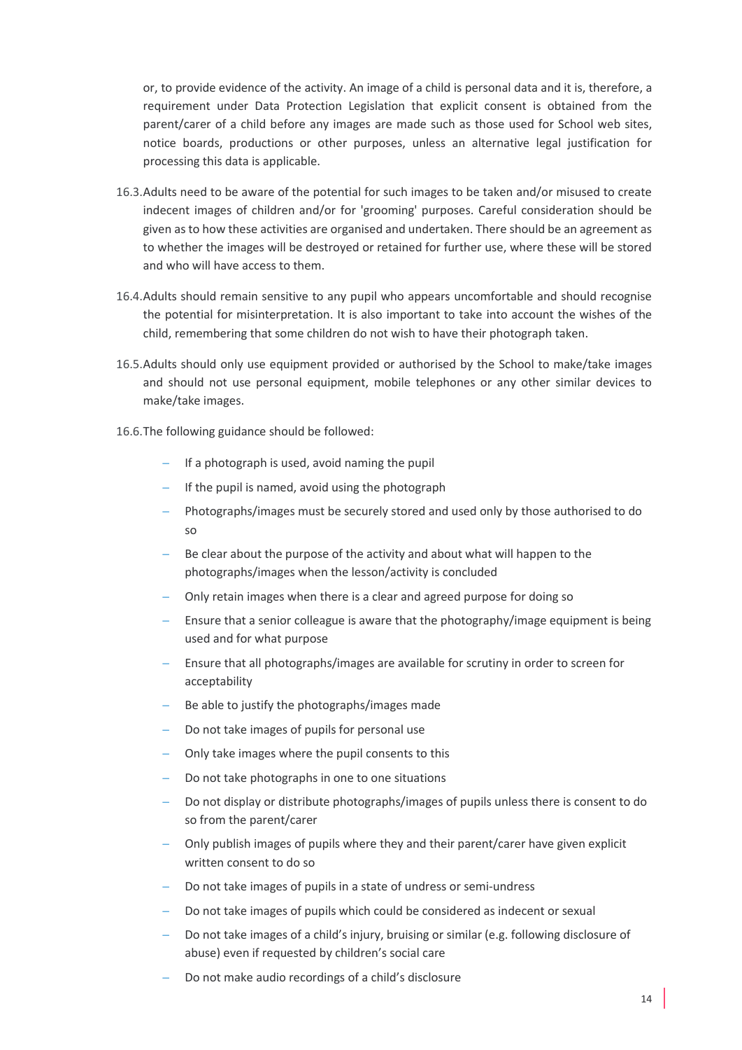or, to provide evidence of the activity. An image of a child is personal data and it is, therefore, a requirement under Data Protection Legislation that explicit consent is obtained from the parent/carer of a child before any images are made such as those used for School web sites, notice boards, productions or other purposes, unless an alternative legal justification for processing this data is applicable.

16.3. Adults need to be aware of the potential for such images to be taken and/or misused to create indecent images of children and/or for 'grooming' purposes. Careful consideration should be given as to how these activities are organised and undertaken. There should be an agreement as to whether the images will be destroyed or retained for further use, where these will be stored and who will have access to them.

16.4. Adults should remain sensitive to any pupil who appears uncomfortable and should recognise the potential for misinterpretation. It is also important to take into account the wishes of the child, remembering that some children do not wish to have their photograph taken.

16.5. Adults should only use equipment provided or authorised by the School to make/take images and should not use personal equipment, mobile telephones or any other similar devices to make/take images.

16.6. The following guidance should be followed:

- If a photograph is used, avoid naming the pupil
- If the pupil is named, avoid using the photograph
- Photographs/images must be securely stored and used only by those authorised to do so
- Be clear about the purpose of the activity and about what will happen to the photographs/images when the lesson/activity is concluded
- Only retain images when there is a clear and agreed purpose for doing so
- Ensure that a senior colleague is aware that the photography/image equipment is being used and for what purpose
- Ensure that all photographs/images are available for scrutiny in order to screen for acceptability
- Be able to justify the photographs/images made
- Do not take images of pupils for personal use
- Only take images where the pupil consents to this
- Do not take photographs in one to one situations
- Do not display or distribute photographs/images of pupils unless there is consent to do so from the parent/carer
- Only publish images of pupils where they and their parent/carer have given explicit written consent to do so
- Do not take images of pupils in a state of undress or semi-undress
- Do not take images of pupils which could be considered as indecent or sexual
- Do not take images of a child's injury, bruising or similar (e.g. following disclosure of abuse) even if requested by children's social care
- Do not make audio recordings of a child's disclosure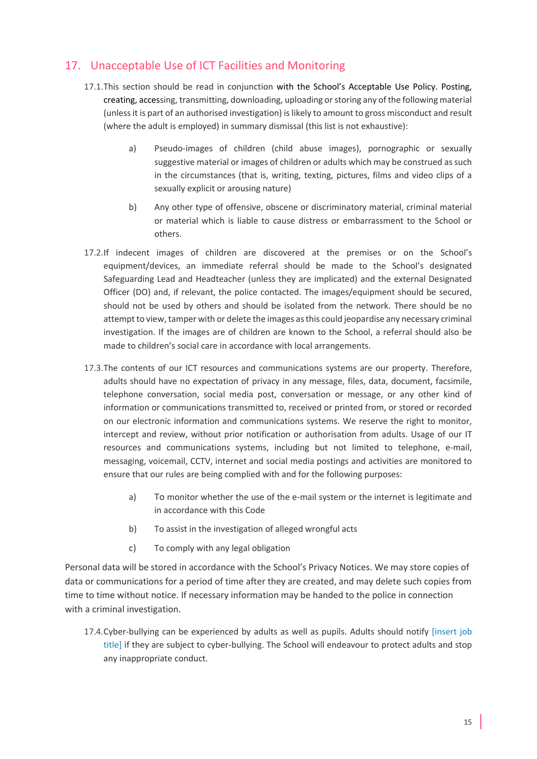## 17. Unacceptable Use of ICT Facilities and Monitoring

17.1. This section should be read in conjunction with the School's Acceptable Use Policy. Posting, creating, accessing, transmitting, downloading, uploading or storing any of the following material (unless it is part of an authorised investigation) is likely to amount to gross misconduct and result (where the adult is employed) in summary dismissal (this list is not exhaustive):

a) Pseudo-images of children (child abuse images), pornographic or sexually suggestive material or images of children or adults which may be construed as such in the circumstances (that is, writing, texting, pictures, films and video clips of a sexually explicit or arousing nature)

b) Any other type of offensive, obscene or discriminatory material, criminal material or material which is liable to cause distress or embarrassment to the School or others.

17.2. If indecent images of children are discovered at the premises or on the School's equipment/devices, an immediate referral should be made to the School's designated Safeguarding Lead and Headteacher (unless they are implicated) and the external Designated Officer (DO) and, if relevant, the police contacted. The images/equipment should be secured, should not be used by others and should be isolated from the network. There should be no attempt to view, tamper with or delete the images as this could jeopardise any necessary criminal investigation. If the images are of children are known to the School, a referral should also be made to children's social care in accordance with local arrangements.

17.3. The contents of our ICT resources and communications systems are our property. Therefore, adults should have no expectation of privacy in any message, files, data, document, facsimile, telephone conversation, social media post, conversation or message, or any other kind of information or communications transmitted to, received or printed from, or stored or recorded on our electronic information and communications systems. We reserve the right to monitor, intercept and review, without prior notification or authorisation from adults. Usage of our IT resources and communications systems, including but not limited to telephone, e-mail, messaging, voicemail, CCTV, internet and social media postings and activities are monitored to ensure that our rules are being complied with and for the following purposes:

a) To monitor whether the use of the e-mail system or the internet is legitimate and in accordance with this Code

b) To assist in the investigation of alleged wrongful acts

c) To comply with any legal obligation

Personal data will be stored in accordance with the School's Privacy Notices. We may store copies of data or communications for a period of time after they are created, and may delete such copies from time to time without notice. If necessary information may be handed to the police in connection with a criminal investigation.

17.4. Cyber-bullying can be experienced by adults as well as pupils. Adults should notify [insert job title] if they are subject to cyber-bullying. The School will endeavour to protect adults and stop any inappropriate conduct.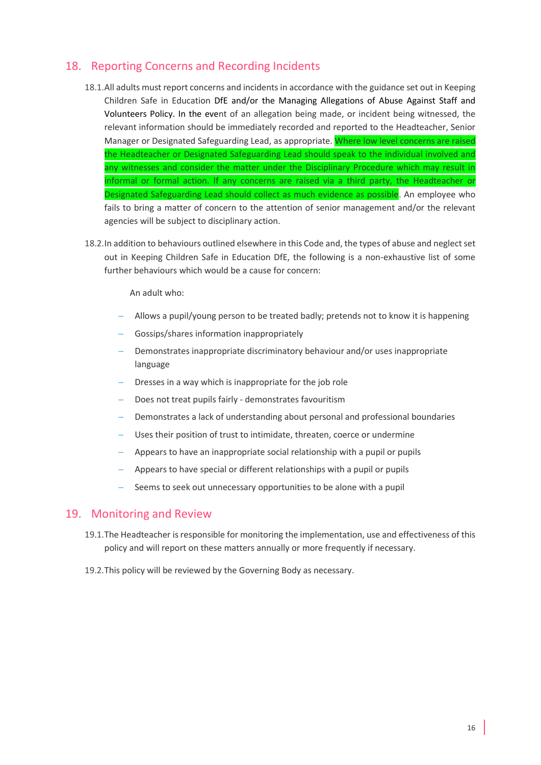## 18. Reporting Concerns and Recording Incidents

18.1. All adults must report concerns and incidents in accordance with the guidance set out in Keeping Children Safe in Education DfE and/or the Managing Allegations of Abuse Against Staff and Volunteers Policy. In the event of an allegation being made, or incident being witnessed, the relevant information should be immediately recorded and reported to the Headteacher, Senior Manager or Designated Safeguarding Lead, as appropriate. Where low level concerns are raised the Headteacher or Designated Safeguarding Lead should speak to the individual involved and any witnesses and consider the matter under the Disciplinary Procedure which may result in informal or formal action. If any concerns are raised via a third party, the Headteacher or Designated Safeguarding Lead should collect as much evidence as possible. An employee who fails to bring a matter of concern to the attention of senior management and/or the relevant agencies will be subject to disciplinary action.

18.2. In addition to behaviours outlined elsewhere in this Code and, the types of abuse and neglect set out in Keeping Children Safe in Education DfE, the following is a non-exhaustive list of some further behaviours which would be a cause for concern:

An adult who:

- Allows a pupil/young person to be treated badly; pretends not to know it is happening
- Gossips/shares information inappropriately
- Demonstrates inappropriate discriminatory behaviour and/or uses inappropriate language
- Dresses in a way which is inappropriate for the job role
- Does not treat pupils fairly - demonstrates favouritism
- Demonstrates a lack of understanding about personal and professional boundaries
- Uses their position of trust to intimidate, threaten, coerce or undermine
- Appears to have an inappropriate social relationship with a pupil or pupils
- Appears to have special or different relationships with a pupil or pupils
- Seems to seek out unnecessary opportunities to be alone with a pupil

## 19. Monitoring and Review

19.1. The Headteacher is responsible for monitoring the implementation, use and effectiveness of this policy and will report on these matters annually or more frequently if necessary.

19.2. This policy will be reviewed by the Governing Body as necessary.